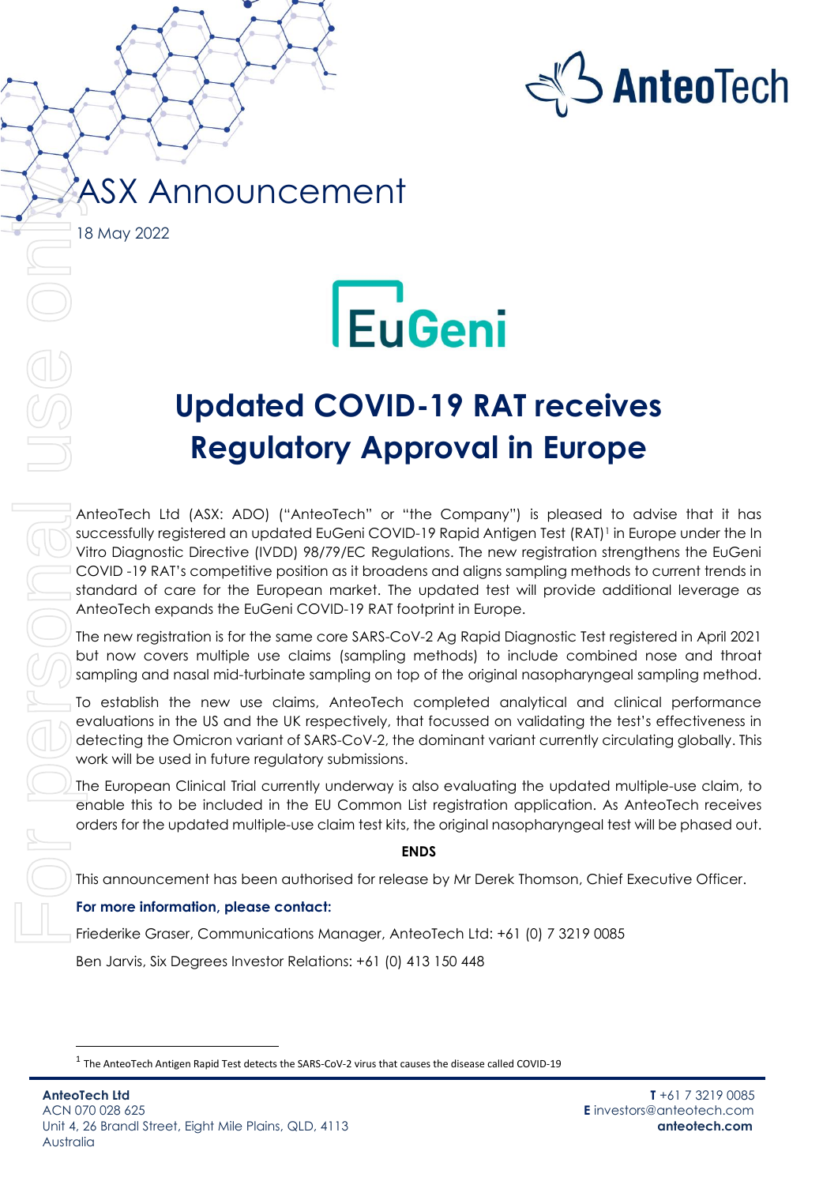# ASX Announcement

18 May 2022

EuGeni

## Updated COVID-19 RAT receives Regulatory Approval in Europe

AnteoTech Ltd (ASX: ADO) ("AnteoTech" or "the Company") is pleased to advise that it has successfully registered an updated EuGeni COVID-19 Rapid Antigen Test (RAT)[1] in Europe under the In Vitro Diagnostic Directive (IVDD) 98/79/EC Regulations. The new registration strengthens the EuGeni COVID -19 RAT's competitive position as it broadens and aligns sampling methods to current trends in standard of care for the European market. The updated test will provide additional leverage as AnteoTech expands the EuGeni COVID-19 RAT footprint in Europe.

The new registration is for the same core SARS-CoV-2 Ag Rapid Diagnostic Test registered in April 2021 but now covers multiple use claims (sampling methods) to include combined nose and throat sampling and nasal mid-turbinate sampling on top of the original nasopharyngeal sampling method.

To establish the new use claims, AnteoTech completed analytical and clinical performance evaluations in the US and the UK respectively, that focussed on validating the test's effectiveness in detecting the Omicron variant of SARS-CoV-2, the dominant variant currently circulating globally. This work will be used in future regulatory submissions.

The European Clinical Trial currently underway is also evaluating the updated multiple-use claim, to enable this to be included in the EU Common List registration application. As AnteoTech receives orders for the updated multiple-use claim test kits, the original nasopharyngeal test will be phased out.

**ENDS**

This announcement has been authorised for release by Mr Derek Thomson, Chief Executive Officer.

**For more information, please contact:**

Friederike Graser, Communications Manager, AnteoTech Ltd: +61 (0) 7 3219 0085

Ben Jarvis, Six Degrees Investor Relations: +61 (0) 413 150 448

[1] The AnteoTech Antigen Rapid Test detects the SARS-CoV-2 virus that causes the disease called COVID-19

**AnteoTech Ltd**
ACN 070 028 625
Unit 4, 26 Brandl Street, Eight Mile Plains, QLD, 4113
Australia

**T** +61 7 3219 0085
**E** investors@anteotech.com
**anteotech.com**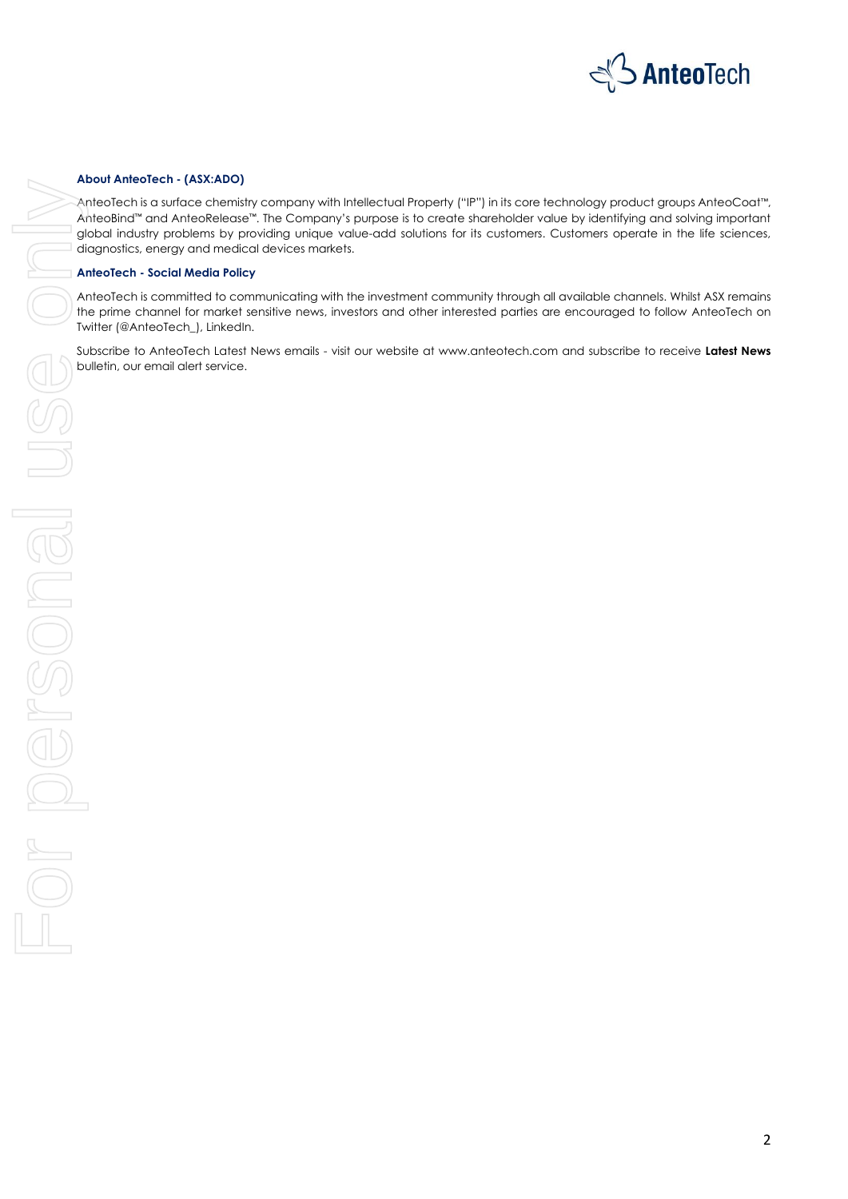### About AnteoTech - (ASX:ADO)

AnteoTech is a surface chemistry company with Intellectual Property ("IP") in its core technology product groups AnteoCoat™, AnteoBind™ and AnteoRelease™. The Company's purpose is to create shareholder value by identifying and solving important global industry problems by providing unique value-add solutions for its customers. Customers operate in the life sciences, diagnostics, energy and medical devices markets.

### AnteoTech - Social Media Policy

AnteoTech is committed to communicating with the investment community through all available channels. Whilst ASX remains the prime channel for market sensitive news, investors and other interested parties are encouraged to follow AnteoTech on Twitter (@AnteoTech_), LinkedIn.

Subscribe to AnteoTech Latest News emails - visit our website at www.anteotech.com and subscribe to receive **Latest News** bulletin, our email alert service.